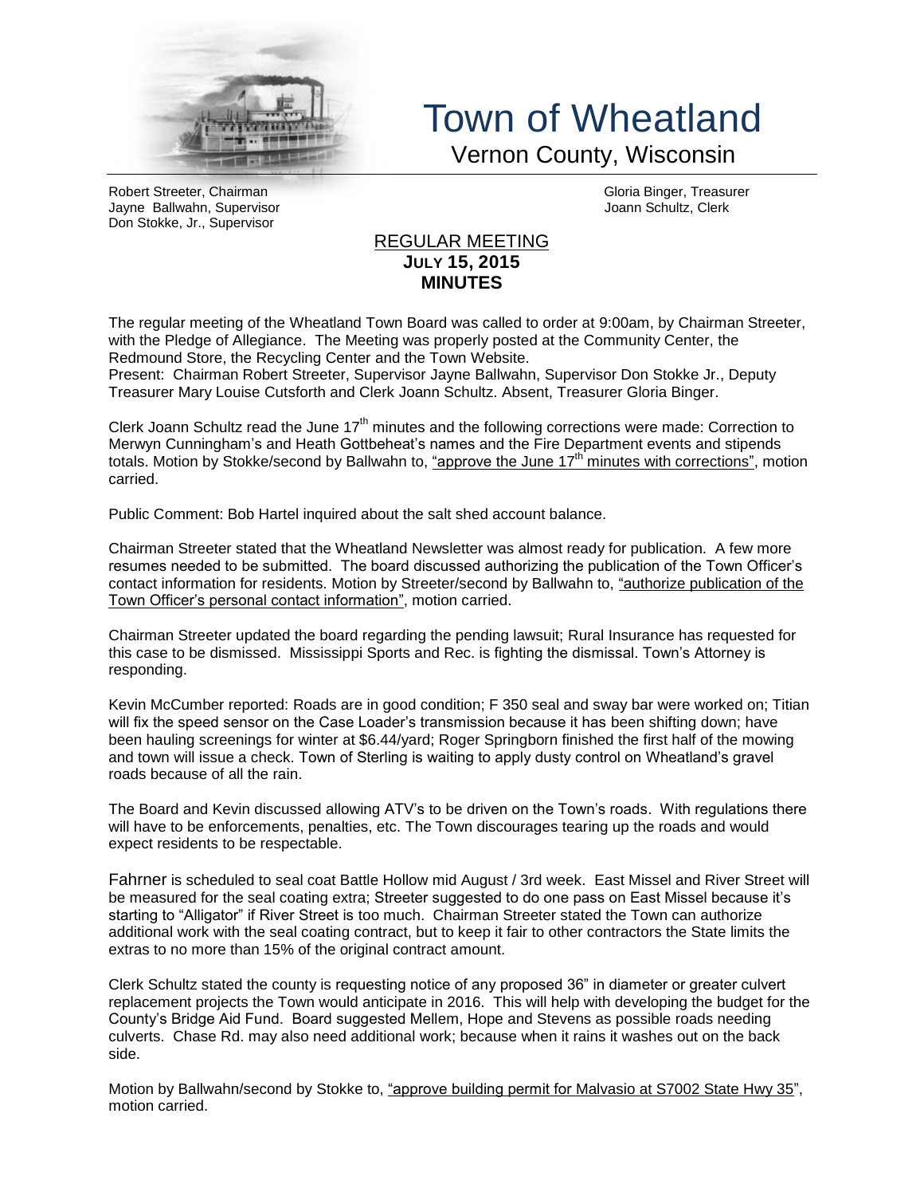# Town of Wheatland

Vernon County, Wisconsin

Robert Streeter, Chairman
Jayne Ballwahn, Supervisor
Don Stokke, Jr., Supervisor

Gloria Binger, Treasurer
Joann Schultz, Clerk

## REGULAR MEETING
**JULY 15, 2015**
**MINUTES**

The regular meeting of the Wheatland Town Board was called to order at 9:00am, by Chairman Streeter, with the Pledge of Allegiance. The Meeting was properly posted at the Community Center, the Redmound Store, the Recycling Center and the Town Website.
Present: Chairman Robert Streeter, Supervisor Jayne Ballwahn, Supervisor Don Stokke Jr., Deputy Treasurer Mary Louise Cutsforth and Clerk Joann Schultz. Absent, Treasurer Gloria Binger.

Clerk Joann Schultz read the June 17th minutes and the following corrections were made: Correction to Merwyn Cunningham's and Heath Gottbeheat's names and the Fire Department events and stipends totals. Motion by Stokke/second by Ballwahn to, "approve the June 17th minutes with corrections", motion carried.

Public Comment: Bob Hartel inquired about the salt shed account balance.

Chairman Streeter stated that the Wheatland Newsletter was almost ready for publication. A few more resumes needed to be submitted. The board discussed authorizing the publication of the Town Officer's contact information for residents. Motion by Streeter/second by Ballwahn to, "authorize publication of the Town Officer's personal contact information", motion carried.

Chairman Streeter updated the board regarding the pending lawsuit; Rural Insurance has requested for this case to be dismissed. Mississippi Sports and Rec. is fighting the dismissal. Town's Attorney is responding.

Kevin McCumber reported: Roads are in good condition; F 350 seal and sway bar were worked on; Titian will fix the speed sensor on the Case Loader's transmission because it has been shifting down; have been hauling screenings for winter at $6.44/yard; Roger Springborn finished the first half of the mowing and town will issue a check. Town of Sterling is waiting to apply dusty control on Wheatland's gravel roads because of all the rain.

The Board and Kevin discussed allowing ATV's to be driven on the Town's roads. With regulations there will have to be enforcements, penalties, etc. The Town discourages tearing up the roads and would expect residents to be respectable.

Fahrner is scheduled to seal coat Battle Hollow mid August / 3rd week. East Missel and River Street will be measured for the seal coating extra; Streeter suggested to do one pass on East Missel because it's starting to "Alligator" if River Street is too much. Chairman Streeter stated the Town can authorize additional work with the seal coating contract, but to keep it fair to other contractors the State limits the extras to no more than 15% of the original contract amount.

Clerk Schultz stated the county is requesting notice of any proposed 36" in diameter or greater culvert replacement projects the Town would anticipate in 2016. This will help with developing the budget for the County's Bridge Aid Fund. Board suggested Mellem, Hope and Stevens as possible roads needing culverts. Chase Rd. may also need additional work; because when it rains it washes out on the back side.

Motion by Ballwahn/second by Stokke to, "approve building permit for Malvasio at S7002 State Hwy 35", motion carried.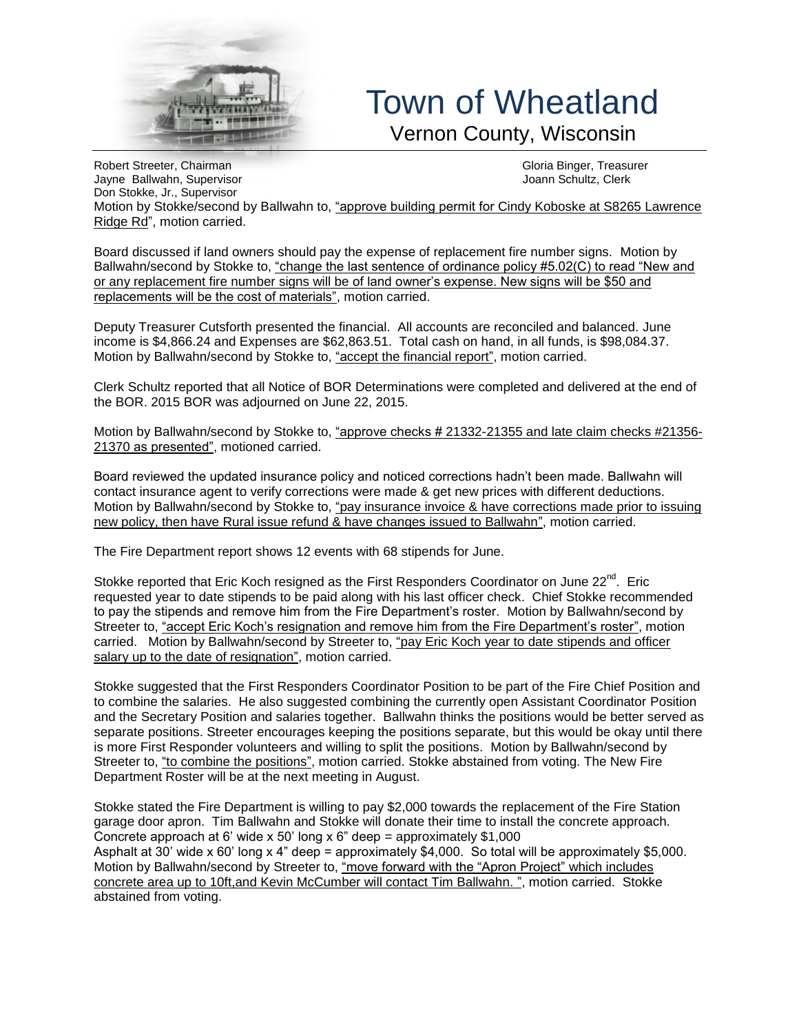# Town of Wheatland

Vernon County, Wisconsin

Robert Streeter, Chairman
Jayne Ballwahn, Supervisor
Don Stokke, Jr., Supervisor

Gloria Binger, Treasurer
Joann Schultz, Clerk

Motion by Stokke/second by Ballwahn to, "approve building permit for Cindy Koboske at S8265 Lawrence Ridge Rd", motion carried.

Board discussed if land owners should pay the expense of replacement fire number signs. Motion by Ballwahn/second by Stokke to, "change the last sentence of ordinance policy #5.02(C) to read "New and or any replacement fire number signs will be of land owner's expense. New signs will be $50 and replacements will be the cost of materials", motion carried.

Deputy Treasurer Cutsforth presented the financial. All accounts are reconciled and balanced. June income is $4,866.24 and Expenses are $62,863.51. Total cash on hand, in all funds, is $98,084.37. Motion by Ballwahn/second by Stokke to, "accept the financial report", motion carried.

Clerk Schultz reported that all Notice of BOR Determinations were completed and delivered at the end of the BOR. 2015 BOR was adjourned on June 22, 2015.

Motion by Ballwahn/second by Stokke to, "approve checks # 21332-21355 and late claim checks #21356-21370 as presented", motioned carried.

Board reviewed the updated insurance policy and noticed corrections hadn't been made. Ballwahn will contact insurance agent to verify corrections were made & get new prices with different deductions. Motion by Ballwahn/second by Stokke to, "pay insurance invoice & have corrections made prior to issuing new policy, then have Rural issue refund & have changes issued to Ballwahn", motion carried.

The Fire Department report shows 12 events with 68 stipends for June.

Stokke reported that Eric Koch resigned as the First Responders Coordinator on June 22nd. Eric requested year to date stipends to be paid along with his last officer check. Chief Stokke recommended to pay the stipends and remove him from the Fire Department's roster. Motion by Ballwahn/second by Streeter to, "accept Eric Koch's resignation and remove him from the Fire Department's roster", motion carried. Motion by Ballwahn/second by Streeter to, "pay Eric Koch year to date stipends and officer salary up to the date of resignation", motion carried.

Stokke suggested that the First Responders Coordinator Position to be part of the Fire Chief Position and to combine the salaries. He also suggested combining the currently open Assistant Coordinator Position and the Secretary Position and salaries together. Ballwahn thinks the positions would be better served as separate positions. Streeter encourages keeping the positions separate, but this would be okay until there is more First Responder volunteers and willing to split the positions. Motion by Ballwahn/second by Streeter to, "to combine the positions", motion carried. Stokke abstained from voting. The New Fire Department Roster will be at the next meeting in August.

Stokke stated the Fire Department is willing to pay $2,000 towards the replacement of the Fire Station garage door apron. Tim Ballwahn and Stokke will donate their time to install the concrete approach.
Concrete approach at 6' wide x 50' long x 6" deep = approximately $1,000
Asphalt at 30' wide x 60' long x 4" deep = approximately $4,000. So total will be approximately $5,000.
Motion by Ballwahn/second by Streeter to, "move forward with the "Apron Project" which includes concrete area up to 10ft,and Kevin McCumber will contact Tim Ballwahn. ", motion carried. Stokke abstained from voting.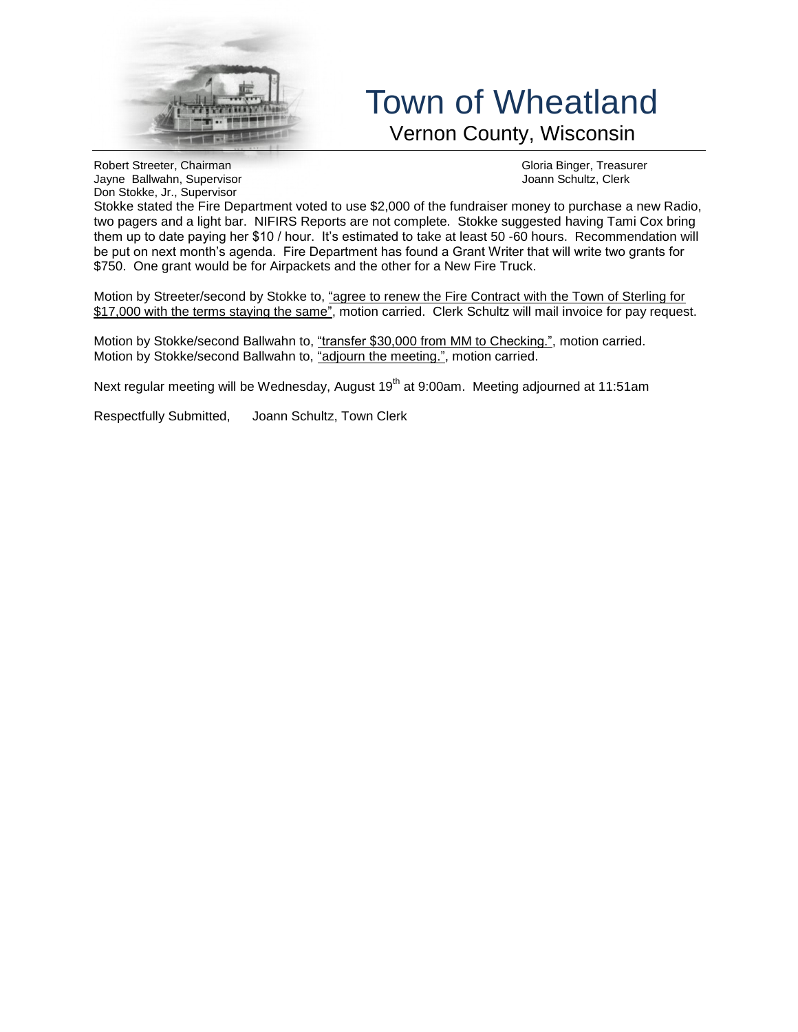Stokke stated the Fire Department voted to use $2,000 of the fundraiser money to purchase a new Radio, two pagers and a light bar. NIFIRS Reports are not complete. Stokke suggested having Tami Cox bring them up to date paying her $10 / hour. It's estimated to take at least 50 -60 hours. Recommendation will be put on next month's agenda. Fire Department has found a Grant Writer that will write two grants for $750. One grant would be for Airpackets and the other for a New Fire Truck.

Motion by Streeter/second by Stokke to, "agree to renew the Fire Contract with the Town of Sterling for $17,000 with the terms staying the same", motion carried. Clerk Schultz will mail invoice for pay request.

Motion by Stokke/second Ballwahn to, "transfer $30,000 from MM to Checking.", motion carried.
Motion by Stokke/second Ballwahn to, "adjourn the meeting.", motion carried.

Next regular meeting will be Wednesday, August 19th at 9:00am. Meeting adjourned at 11:51am

Respectfully Submitted, Joann Schultz, Town Clerk